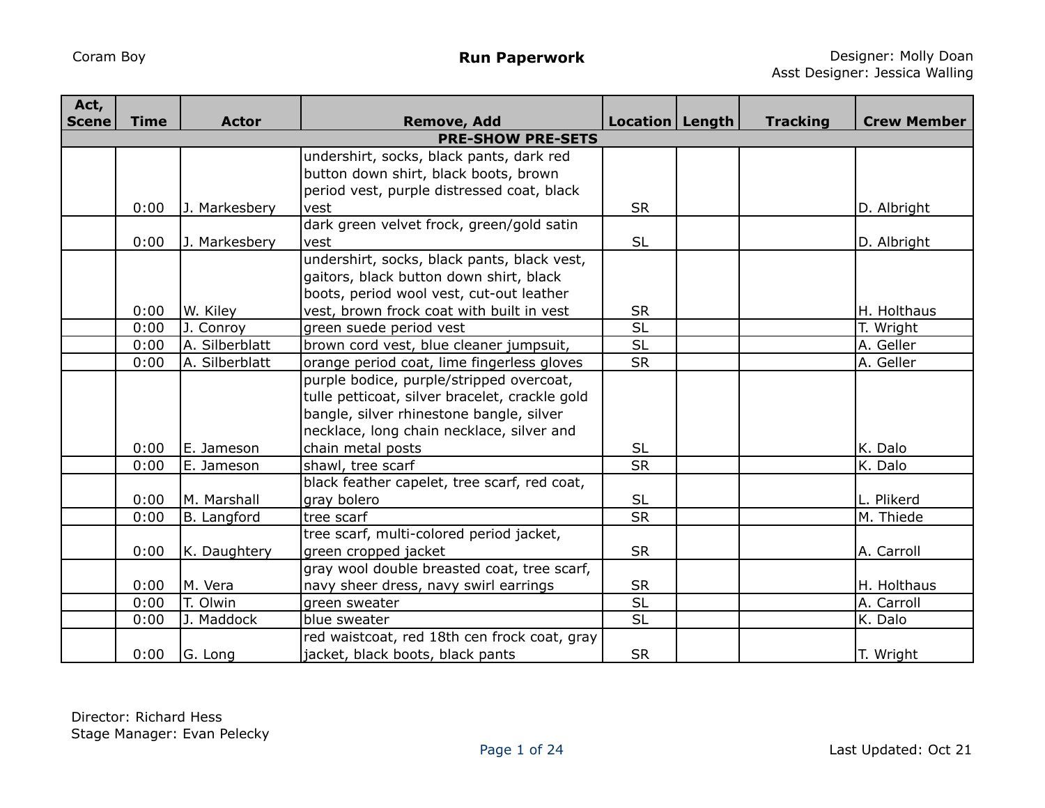Coram Boy

**Run Paperwork**

Designer: Molly Doan
Asst Designer: Jessica Walling

| Act, Scene | Time | Actor | Remove, Add | Location | Length | Tracking | Crew Member |
|---|---|---|---|---|---|---|---|
| **PRE-SHOW PRE-SETS** | | | | | | | |
| | 0:00 | J. Markesbery | undershirt, socks, black pants, dark red button down shirt, black boots, brown period vest, purple distressed coat, black vest | SR | | | D. Albright |
| | 0:00 | J. Markesbery | dark green velvet frock, green/gold satin vest | SL | | | D. Albright |
| | 0:00 | W. Kiley | undershirt, socks, black pants, black vest, gaitors, black button down shirt, black boots, period wool vest, cut-out leather vest, brown frock coat with built in vest | SR | | | H. Holthaus |
| | 0:00 | J. Conroy | green suede period vest | SL | | | T. Wright |
| | 0:00 | A. Silberblatt | brown cord vest, blue cleaner jumpsuit, | SL | | | A. Geller |
| | 0:00 | A. Silberblatt | orange period coat, lime fingerless gloves | SR | | | A. Geller |
| | 0:00 | E. Jameson | purple bodice, purple/stripped overcoat, tulle petticoat, silver bracelet, crackle gold bangle, silver rhinestone bangle, silver necklace, long chain necklace, silver and chain metal posts | SL | | | K. Dalo |
| | 0:00 | E. Jameson | shawl, tree scarf | SR | | | K. Dalo |
| | 0:00 | M. Marshall | black feather capelet, tree scarf, red coat, gray bolero | SL | | | L. Plikerd |
| | 0:00 | B. Langford | tree scarf | SR | | | M. Thiede |
| | 0:00 | K. Daughtery | tree scarf, multi-colored period jacket, green cropped jacket | SR | | | A. Carroll |
| | 0:00 | M. Vera | gray wool double breasted coat, tree scarf, navy sheer dress, navy swirl earrings | SR | | | H. Holthaus |
| | 0:00 | T. Olwin | green sweater | SL | | | A. Carroll |
| | 0:00 | J. Maddock | blue sweater | SL | | | K. Dalo |
| | 0:00 | G. Long | red waistcoat, red 18th cen frock coat, gray jacket, black boots, black pants | SR | | | T. Wright |

Director: Richard Hess
Stage Manager: Evan Pelecky

Last Updated: Oct 21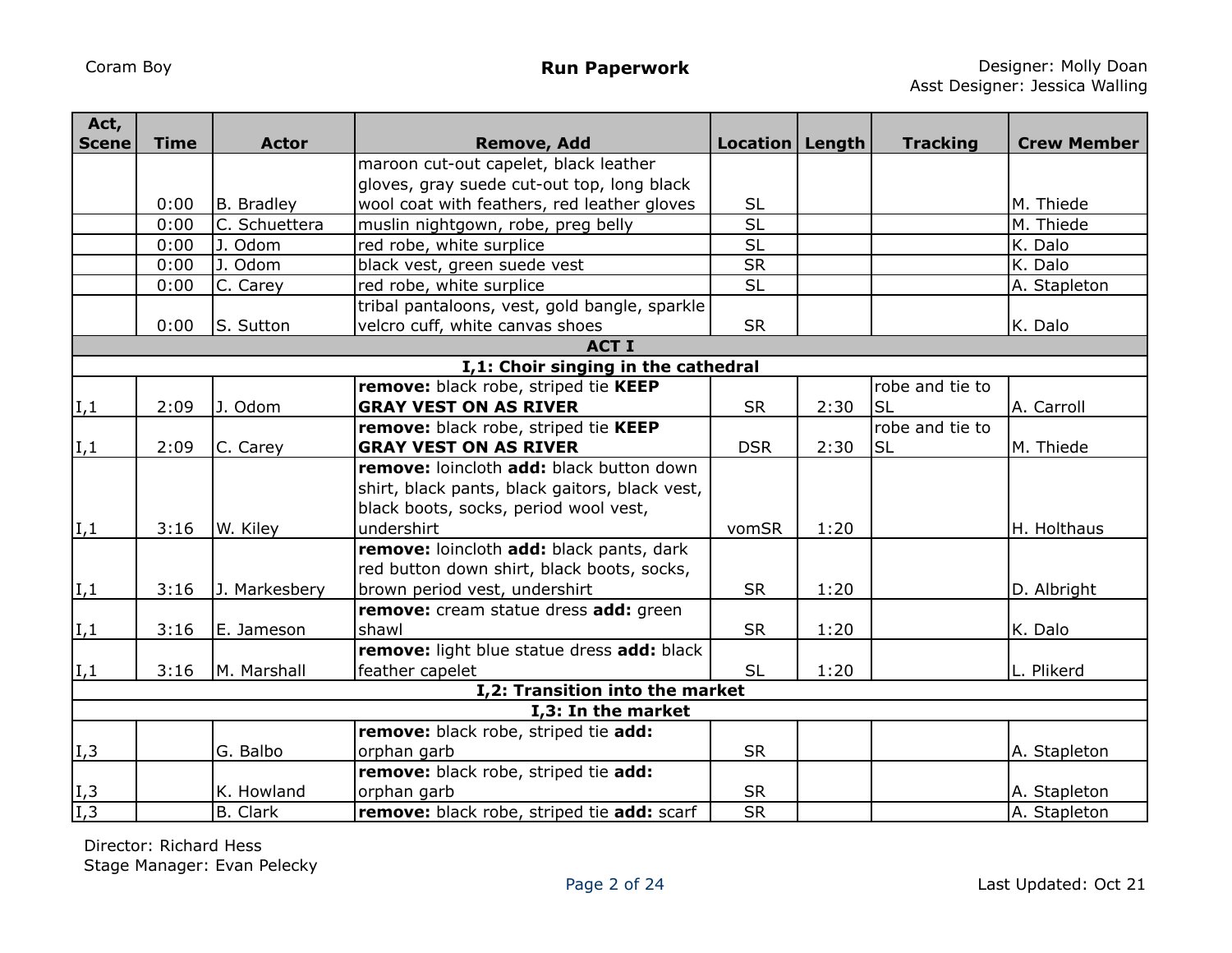| Act, Scene | Time | Actor | Remove, Add | Location | Length | Tracking | Crew Member |
|---|---|---|---|---|---|---|---|
| | 0:00 | B. Bradley | maroon cut-out capelet, black leather gloves, gray suede cut-out top, long black wool coat with feathers, red leather gloves | SL | | | M. Thiede |
| | 0:00 | C. Schuettera | muslin nightgown, robe, preg belly | SL | | | M. Thiede |
| | 0:00 | J. Odom | red robe, white surplice | SL | | | K. Dalo |
| | 0:00 | J. Odom | black vest, green suede vest | SR | | | K. Dalo |
| | 0:00 | C. Carey | red robe, white surplice | SL | | | A. Stapleton |
| | 0:00 | S. Sutton | tribal pantaloons, vest, gold bangle, sparkle velcro cuff, white canvas shoes | SR | | | K. Dalo |
| **ACT I** | | | | | | | |
| **I,1: Choir singing in the cathedral** | | | | | | | |
| I,1 | 2:09 | J. Odom | **remove:** black robe, striped tie **KEEP GRAY VEST ON AS RIVER** | SR | 2:30 | robe and tie to SL | A. Carroll |
| I,1 | 2:09 | C. Carey | **remove:** black robe, striped tie **KEEP GRAY VEST ON AS RIVER** | DSR | 2:30 | robe and tie to SL | M. Thiede |
| I,1 | 3:16 | W. Kiley | **remove:** loincloth **add:** black button down shirt, black pants, black gaitors, black vest, black boots, socks, period wool vest, undershirt | vomSR | 1:20 | | H. Holthaus |
| I,1 | 3:16 | J. Markesbery | **remove:** loincloth **add:** black pants, dark red button down shirt, black boots, socks, brown period vest, undershirt | SR | 1:20 | | D. Albright |
| I,1 | 3:16 | E. Jameson | **remove:** cream statue dress **add:** green shawl | SR | 1:20 | | K. Dalo |
| I,1 | 3:16 | M. Marshall | **remove:** light blue statue dress **add:** black feather capelet | SL | 1:20 | | L. Plikerd |
| **I,2: Transition into the market** | | | | | | | |
| **I,3: In the market** | | | | | | | |
| I,3 | | G. Balbo | **remove:** black robe, striped tie **add:** orphan garb | SR | | | A. Stapleton |
| I,3 | | K. Howland | **remove:** black robe, striped tie **add:** orphan garb | SR | | | A. Stapleton |
| I,3 | | B. Clark | **remove:** black robe, striped tie **add:** scarf | SR | | | A. Stapleton |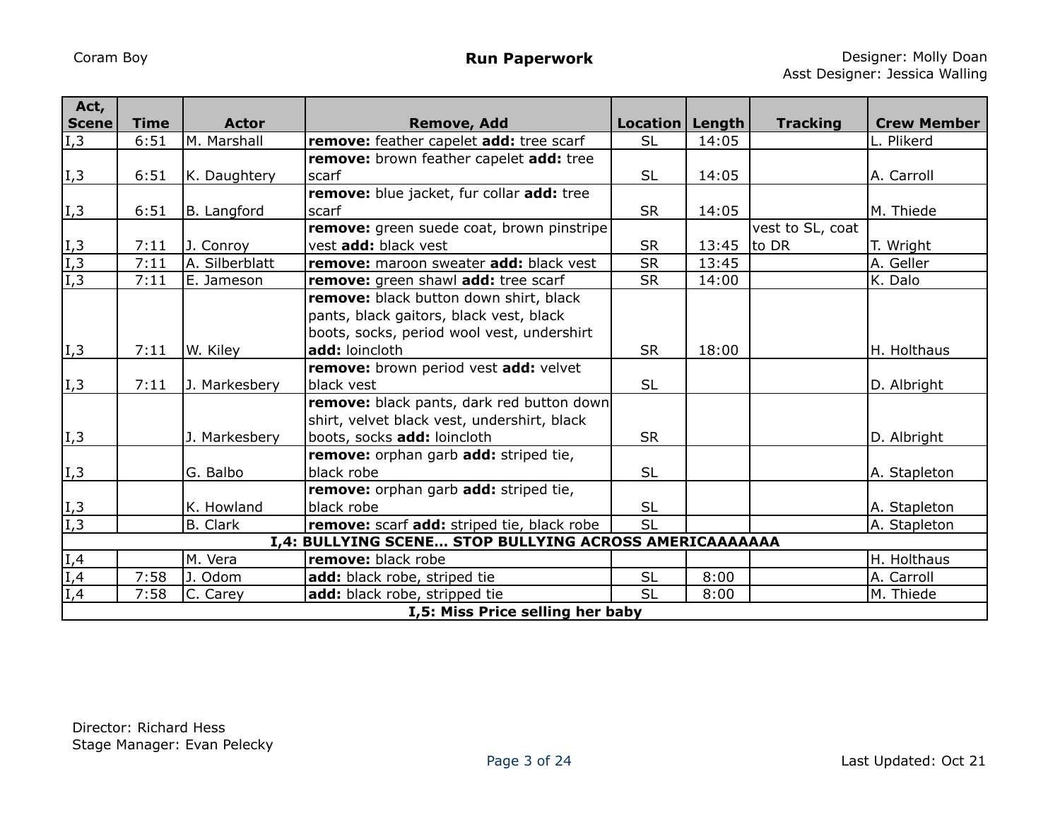Coram Boy

**Run Paperwork**

Designer: Molly Doan
Asst Designer: Jessica Walling

| Act, Scene | Time | Actor | Remove, Add | Location | Length | Tracking | Crew Member |
|---|---|---|---|---|---|---|---|
| I,3 | 6:51 | M. Marshall | **remove:** feather capelet **add:** tree scarf | SL | 14:05 | | L. Plikerd |
| I,3 | 6:51 | K. Daughtery | **remove:** brown feather capelet **add:** tree scarf | SL | 14:05 | | A. Carroll |
| I,3 | 6:51 | B. Langford | **remove:** blue jacket, fur collar **add:** tree scarf | SR | 14:05 | | M. Thiede |
| I,3 | 7:11 | J. Conroy | **remove:** green suede coat, brown pinstripe vest **add:** black vest | SR | 13:45 | vest to SL, coat to DR | T. Wright |
| I,3 | 7:11 | A. Silberblatt | **remove:** maroon sweater **add:** black vest | SR | 13:45 | | A. Geller |
| I,3 | 7:11 | E. Jameson | **remove:** green shawl **add:** tree scarf | SR | 14:00 | | K. Dalo |
| I,3 | 7:11 | W. Kiley | **remove:** black button down shirt, black pants, black gaitors, black vest, black boots, socks, period wool vest, undershirt **add:** loincloth | SR | 18:00 | | H. Holthaus |
| I,3 | 7:11 | J. Markesbery | **remove:** brown period vest **add:** velvet black vest | SL | | | D. Albright |
| I,3 | | J. Markesbery | **remove:** black pants, dark red button down shirt, velvet black vest, undershirt, black boots, socks **add:** loincloth | SR | | | D. Albright |
| I,3 | | G. Balbo | **remove:** orphan garb **add:** striped tie, black robe | SL | | | A. Stapleton |
| I,3 | | K. Howland | **remove:** orphan garb **add:** striped tie, black robe | SL | | | A. Stapleton |
| I,3 | | B. Clark | **remove:** scarf **add:** striped tie, black robe | SL | | | A. Stapleton |
| | | | **I,4: BULLYING SCENE... STOP BULLYING ACROSS AMERICAAAAAAA** | | | | |
| I,4 | | M. Vera | **remove:** black robe | | | | H. Holthaus |
| I,4 | 7:58 | J. Odom | **add:** black robe, striped tie | SL | 8:00 | | A. Carroll |
| I,4 | 7:58 | C. Carey | **add:** black robe, stripped tie | SL | 8:00 | | M. Thiede |
| | | | **I,5: Miss Price selling her baby** | | | | |

Director: Richard Hess
Stage Manager: Evan Pelecky

Last Updated: Oct 21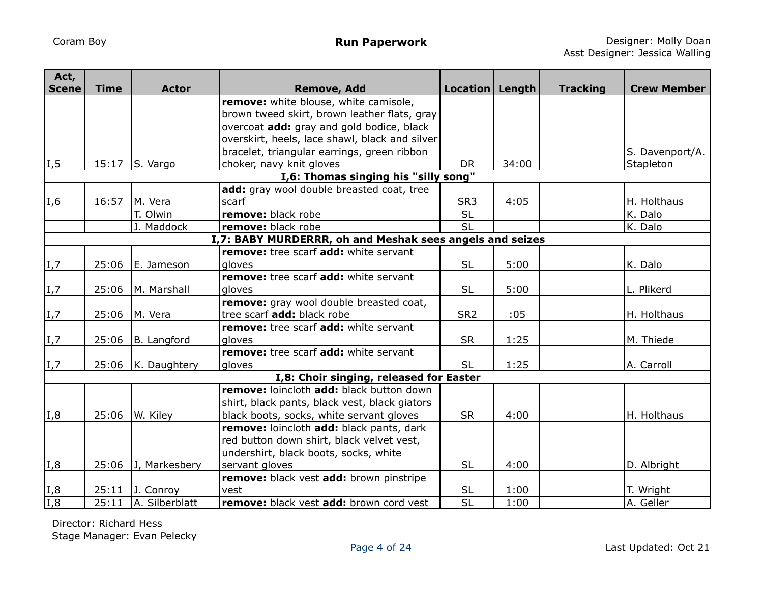| Act, Scene | Time | Actor | Remove, Add | Location | Length | Tracking | Crew Member |
|---|---|---|---|---|---|---|---|
| I,5 | 15:17 | S. Vargo | **remove:** white blouse, white camisole, brown tweed skirt, brown leather flats, gray overcoat **add:** gray and gold bodice, black overskirt, heels, lace shawl, black and silver bracelet, triangular earrings, green ribbon choker, navy knit gloves | DR | 34:00 | | S. Davenport/A. Stapleton |
| **I,6: Thomas singing his "silly song"** | | | | | | | |
| I,6 | 16:57 | M. Vera | **add:** gray wool double breasted coat, tree scarf | SR3 | 4:05 | | H. Holthaus |
| | | T. Olwin | **remove:** black robe | SL | | | K. Dalo |
| | | J. Maddock | **remove:** black robe | SL | | | K. Dalo |
| **I,7: BABY MURDERRR, oh and Meshak sees angels and seizes** | | | | | | | |
| I,7 | 25:06 | E. Jameson | **remove:** tree scarf **add:** white servant gloves | SL | 5:00 | | K. Dalo |
| I,7 | 25:06 | M. Marshall | **remove:** tree scarf **add:** white servant gloves | SL | 5:00 | | L. Plikerd |
| I,7 | 25:06 | M. Vera | **remove:** gray wool double breasted coat, tree scarf **add:** black robe | SR2 | :05 | | H. Holthaus |
| I,7 | 25:06 | B. Langford | **remove:** tree scarf **add:** white servant gloves | SR | 1:25 | | M. Thiede |
| I,7 | 25:06 | K. Daughtery | **remove:** tree scarf **add:** white servant gloves | SL | 1:25 | | A. Carroll |
| **I,8: Choir singing, released for Easter** | | | | | | | |
| I,8 | 25:06 | W. Kiley | **remove:** loincloth **add:** black button down shirt, black pants, black vest, black giators black boots, socks, white servant gloves | SR | 4:00 | | H. Holthaus |
| I,8 | 25:06 | J, Markesbery | **remove:** loincloth **add:** black pants, dark red button down shirt, black velvet vest, undershirt, black boots, socks, white servant gloves | SL | 4:00 | | D. Albright |
| I,8 | 25:11 | J. Conroy | **remove:** black vest **add:** brown pinstripe vest | SL | 1:00 | | T. Wright |
| I,8 | 25:11 | A. Silberblatt | **remove:** black vest **add:** brown cord vest | SL | 1:00 | | A. Geller |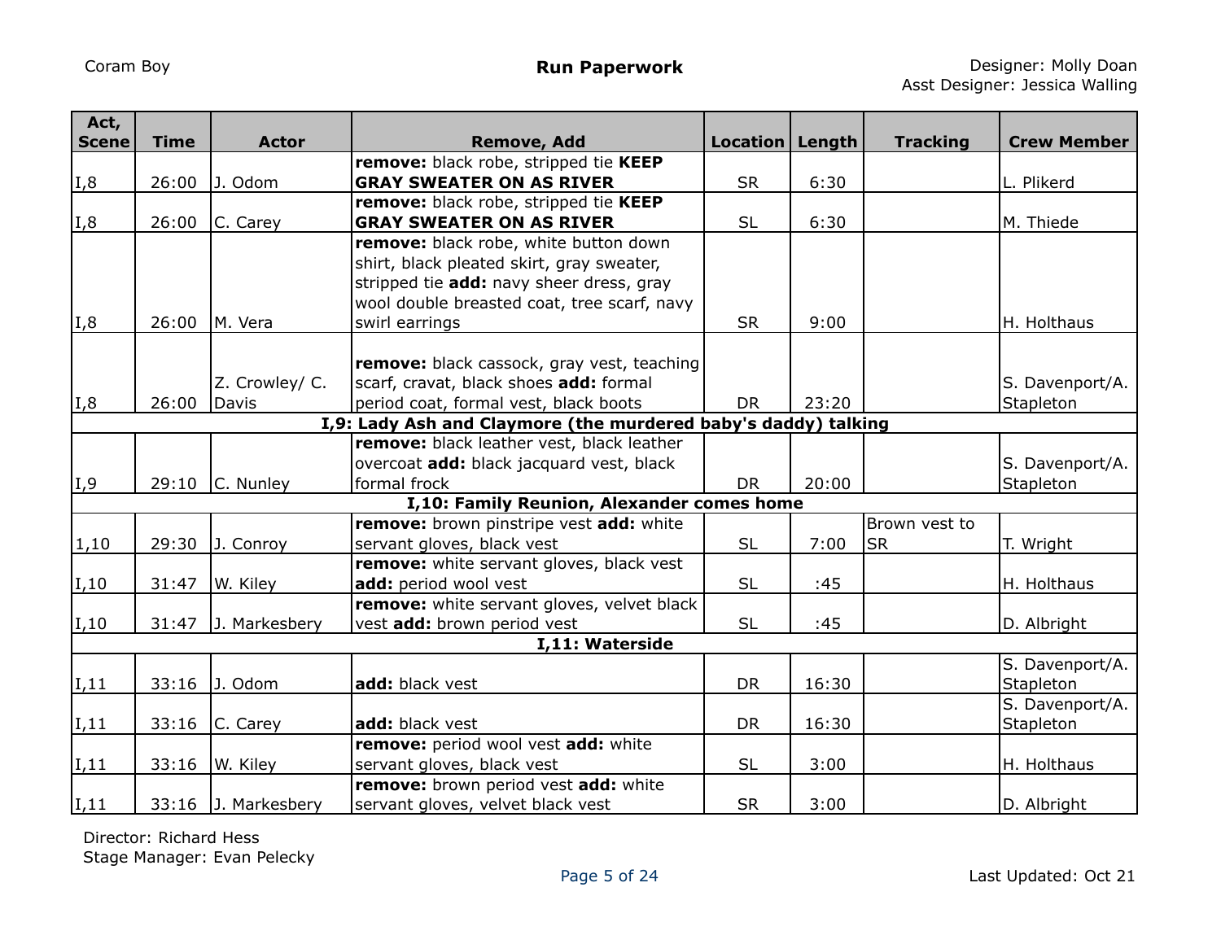| Act, Scene | Time | Actor | Remove, Add | Location | Length | Tracking | Crew Member |
|---|---|---|---|---|---|---|---|
| I,8 | 26:00 | J. Odom | **remove:** black robe, stripped tie **KEEP GRAY SWEATER ON AS RIVER** | SR | 6:30 | | L. Plikerd |
| I,8 | 26:00 | C. Carey | **remove:** black robe, stripped tie **KEEP GRAY SWEATER ON AS RIVER** | SL | 6:30 | | M. Thiede |
| I,8 | 26:00 | M. Vera | **remove:** black robe, white button down shirt, black pleated skirt, gray sweater, stripped tie **add:** navy sheer dress, gray wool double breasted coat, tree scarf, navy swirl earrings | SR | 9:00 | | H. Holthaus |
| I,8 | 26:00 | Z. Crowley/ C. Davis | **remove:** black cassock, gray vest, teaching scarf, cravat, black shoes **add:** formal period coat, formal vest, black boots | DR | 23:20 | | S. Davenport/A. Stapleton |
| **I,9: Lady Ash and Claymore (the murdered baby's daddy) talking** | | | | | | | |
| I,9 | 29:10 | C. Nunley | **remove:** black leather vest, black leather overcoat **add:** black jacquard vest, black formal frock | DR | 20:00 | | S. Davenport/A. Stapleton |
| **I,10: Family Reunion, Alexander comes home** | | | | | | | |
| 1,10 | 29:30 | J. Conroy | **remove:** brown pinstripe vest **add:** white servant gloves, black vest | SL | 7:00 | Brown vest to SR | T. Wright |
| I,10 | 31:47 | W. Kiley | **remove:** white servant gloves, black vest **add:** period wool vest | SL | :45 | | H. Holthaus |
| I,10 | 31:47 | J. Markesbery | **remove:** white servant gloves, velvet black vest **add:** brown period vest | SL | :45 | | D. Albright |
| **I,11: Waterside** | | | | | | | |
| I,11 | 33:16 | J. Odom | **add:** black vest | DR | 16:30 | | S. Davenport/A. Stapleton |
| I,11 | 33:16 | C. Carey | **add:** black vest | DR | 16:30 | | S. Davenport/A. Stapleton |
| I,11 | 33:16 | W. Kiley | **remove:** period wool vest **add:** white servant gloves, black vest | SL | 3:00 | | H. Holthaus |
| I,11 | 33:16 | J. Markesbery | **remove:** brown period vest **add:** white servant gloves, velvet black vest | SR | 3:00 | | D. Albright |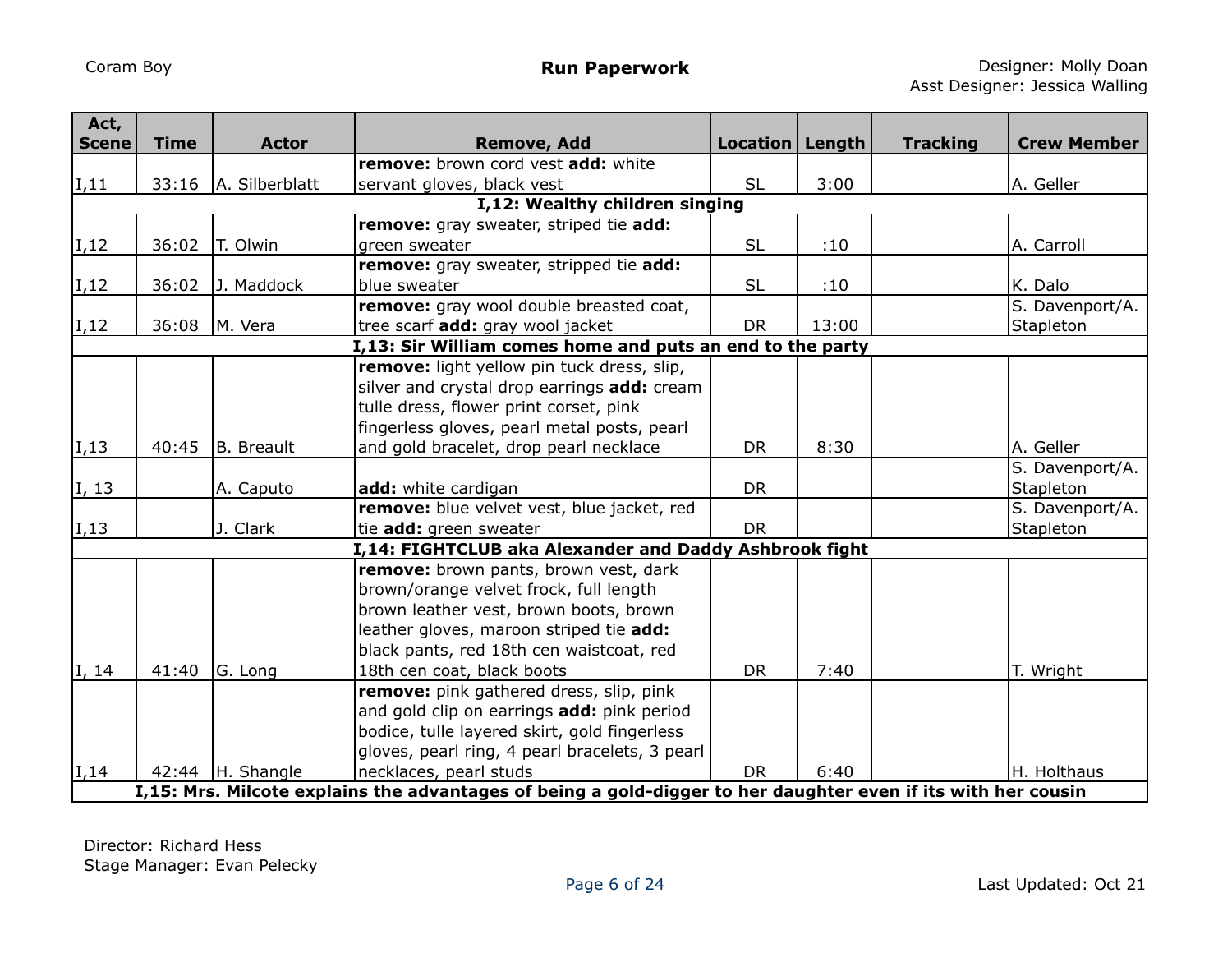Coram Boy

**Run Paperwork**

Designer: Molly Doan
Asst Designer: Jessica Walling

| Act, Scene | Time | Actor | Remove, Add | Location | Length | Tracking | Crew Member |
|---|---|---|---|---|---|---|---|
| I,11 | 33:16 | A. Silberblatt | **remove:** brown cord vest **add:** white servant gloves, black vest | SL | 3:00 | | A. Geller |
| | | | **I,12: Wealthy children singing** | | | | |
| I,12 | 36:02 | T. Olwin | **remove:** gray sweater, striped tie **add:** green sweater | SL | :10 | | A. Carroll |
| I,12 | 36:02 | J. Maddock | **remove:** gray sweater, stripped tie **add:** blue sweater | SL | :10 | | K. Dalo |
| I,12 | 36:08 | M. Vera | **remove:** gray wool double breasted coat, tree scarf **add:** gray wool jacket | DR | 13:00 | | S. Davenport/A. Stapleton |
| | | | **I,13: Sir William comes home and puts an end to the party** | | | | |
| I,13 | 40:45 | B. Breault | **remove:** light yellow pin tuck dress, slip, silver and crystal drop earrings **add:** cream tulle dress, flower print corset, pink fingerless gloves, pearl metal posts, pearl and gold bracelet, drop pearl necklace | DR | 8:30 | | A. Geller |
| I, 13 | | A. Caputo | **add:** white cardigan | DR | | | S. Davenport/A. Stapleton |
| I,13 | | J. Clark | **remove:** blue velvet vest, blue jacket, red tie **add:** green sweater | DR | | | S. Davenport/A. Stapleton |
| | | | **I,14: FIGHTCLUB aka Alexander and Daddy Ashbrook fight** | | | | |
| I, 14 | 41:40 | G. Long | **remove:** brown pants, brown vest, dark brown/orange velvet frock, full length brown leather vest, brown boots, brown leather gloves, maroon striped tie **add:** black pants, red 18th cen waistcoat, red 18th cen coat, black boots | DR | 7:40 | | T. Wright |
| I,14 | 42:44 | H. Shangle | **remove:** pink gathered dress, slip, pink and gold clip on earrings **add:** pink period bodice, tulle layered skirt, gold fingerless gloves, pearl ring, 4 pearl bracelets, 3 pearl necklaces, pearl studs | DR | 6:40 | | H. Holthaus |
| | | | **I,15: Mrs. Milcote explains the advantages of being a gold-digger to her daughter even if its with her cousin** | | | | |

Director: Richard Hess
Stage Manager: Evan Pelecky

Last Updated: Oct 21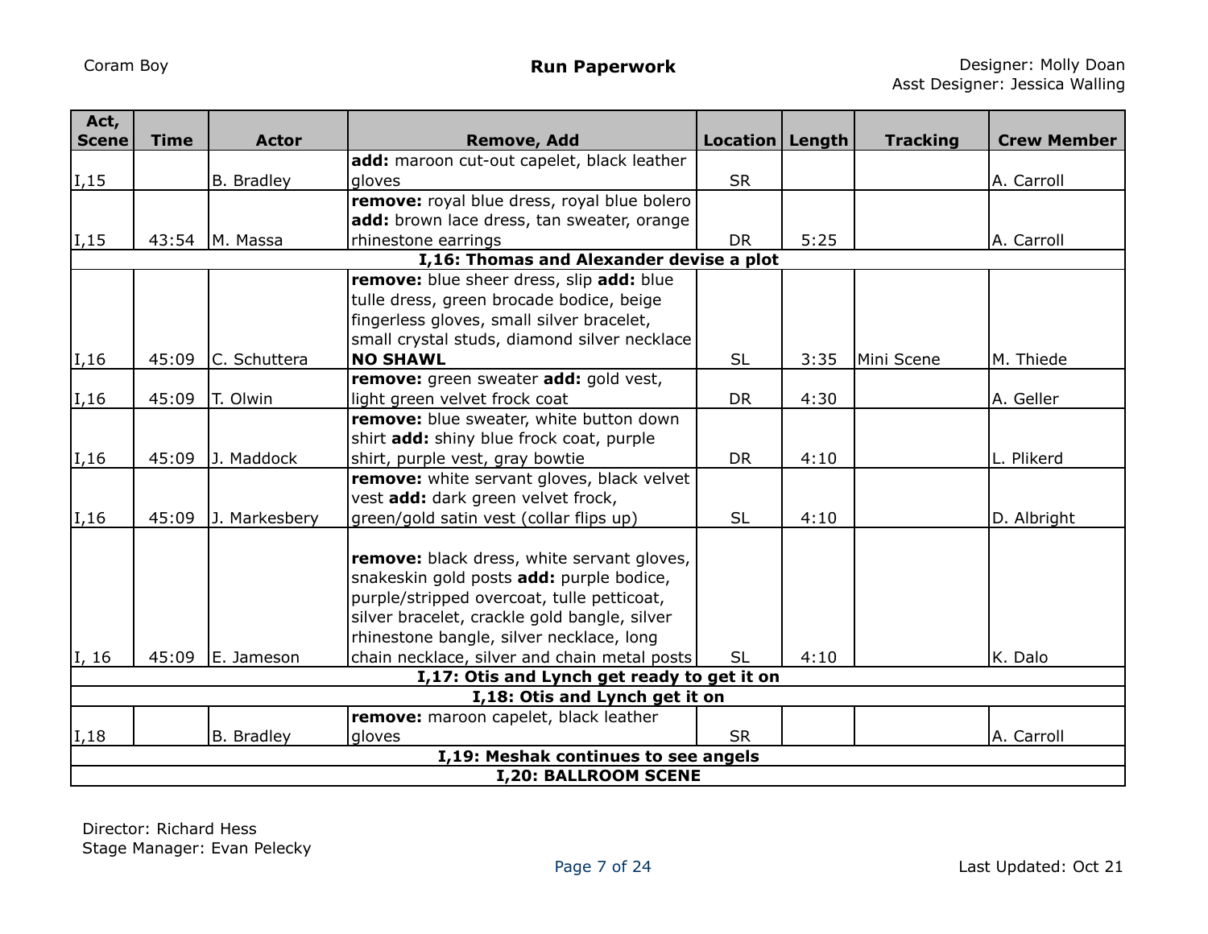| Act, Scene | Time | Actor | Remove, Add | Location | Length | Tracking | Crew Member |
|---|---|---|---|---|---|---|---|
| I,15 | | B. Bradley | **add:** maroon cut-out capelet, black leather gloves | SR | | | A. Carroll |
| I,15 | 43:54 | M. Massa | **remove:** royal blue dress, royal blue bolero **add:** brown lace dress, tan sweater, orange rhinestone earrings | DR | 5:25 | | A. Carroll |
| **I,16: Thomas and Alexander devise a plot** | | | | | | | |
| I,16 | 45:09 | C. Schuttera | **remove:** blue sheer dress, slip **add:** blue tulle dress, green brocade bodice, beige fingerless gloves, small silver bracelet, small crystal studs, diamond silver necklace **NO SHAWL** | SL | 3:35 | Mini Scene | M. Thiede |
| I,16 | 45:09 | T. Olwin | **remove:** green sweater **add:** gold vest, light green velvet frock coat | DR | 4:30 | | A. Geller |
| I,16 | 45:09 | J. Maddock | **remove:** blue sweater, white button down shirt **add:** shiny blue frock coat, purple shirt, purple vest, gray bowtie | DR | 4:10 | | L. Plikerd |
| I,16 | 45:09 | J. Markesbery | **remove:** white servant gloves, black velvet vest **add:** dark green velvet frock, green/gold satin vest (collar flips up) | SL | 4:10 | | D. Albright |
| I, 16 | 45:09 | E. Jameson | **remove:** black dress, white servant gloves, snakeskin gold posts **add:** purple bodice, purple/stripped overcoat, tulle petticoat, silver bracelet, crackle gold bangle, silver rhinestone bangle, silver necklace, long chain necklace, silver and chain metal posts | SL | 4:10 | | K. Dalo |
| **I,17: Otis and Lynch get ready to get it on** | | | | | | | |
| **I,18: Otis and Lynch get it on** | | | | | | | |
| I,18 | | B. Bradley | **remove:** maroon capelet, black leather gloves | SR | | | A. Carroll |
| **I,19: Meshak continues to see angels** | | | | | | | |
| **I,20: BALLROOM SCENE** | | | | | | | |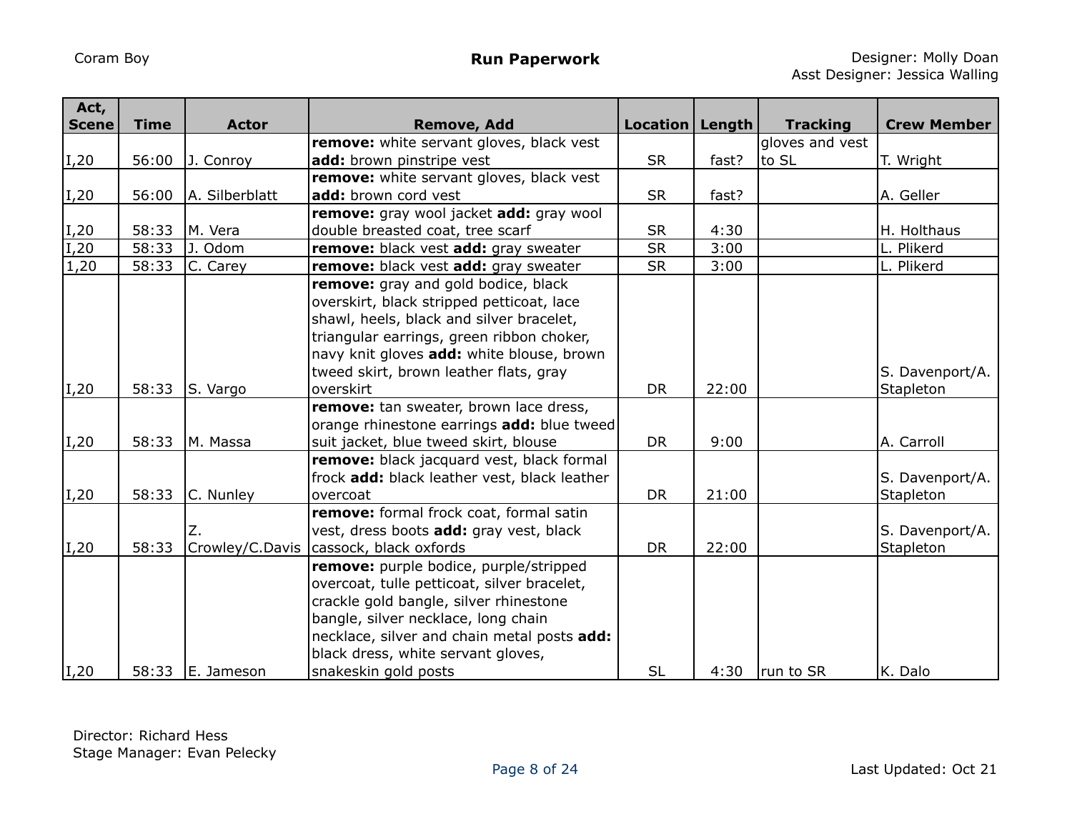| Act, Scene | Time | Actor | Remove, Add | Location | Length | Tracking | Crew Member |
|---|---|---|---|---|---|---|---|
| I,20 | 56:00 | J. Conroy | **remove:** white servant gloves, black vest **add:** brown pinstripe vest | SR | fast? | gloves and vest to SL | T. Wright |
| I,20 | 56:00 | A. Silberblatt | **remove:** white servant gloves, black vest **add:** brown cord vest | SR | fast? | | A. Geller |
| I,20 | 58:33 | M. Vera | **remove:** gray wool jacket **add:** gray wool double breasted coat, tree scarf | SR | 4:30 | | H. Holthaus |
| I,20 | 58:33 | J. Odom | **remove:** black vest **add:** gray sweater | SR | 3:00 | | L. Plikerd |
| 1,20 | 58:33 | C. Carey | **remove:** black vest **add:** gray sweater | SR | 3:00 | | L. Plikerd |
| I,20 | 58:33 | S. Vargo | **remove:** gray and gold bodice, black overskirt, black stripped petticoat, lace shawl, heels, black and silver bracelet, triangular earrings, green ribbon choker, navy knit gloves **add:** white blouse, brown tweed skirt, brown leather flats, gray overskirt | DR | 22:00 | | S. Davenport/A. Stapleton |
| I,20 | 58:33 | M. Massa | **remove:** tan sweater, brown lace dress, orange rhinestone earrings **add:** blue tweed suit jacket, blue tweed skirt, blouse | DR | 9:00 | | A. Carroll |
| I,20 | 58:33 | C. Nunley | **remove:** black jacquard vest, black formal frock **add:** black leather vest, black leather overcoat | DR | 21:00 | | S. Davenport/A. Stapleton |
| I,20 | 58:33 | Z. Crowley/C.Davis | **remove:** formal frock coat, formal satin vest, dress boots **add:** gray vest, black cassock, black oxfords | DR | 22:00 | | S. Davenport/A. Stapleton |
| I,20 | 58:33 | E. Jameson | **remove:** purple bodice, purple/stripped overcoat, tulle petticoat, silver bracelet, crackle gold bangle, silver rhinestone bangle, silver necklace, long chain necklace, silver and chain metal posts **add:** black dress, white servant gloves, snakeskin gold posts | SL | 4:30 | run to SR | K. Dalo |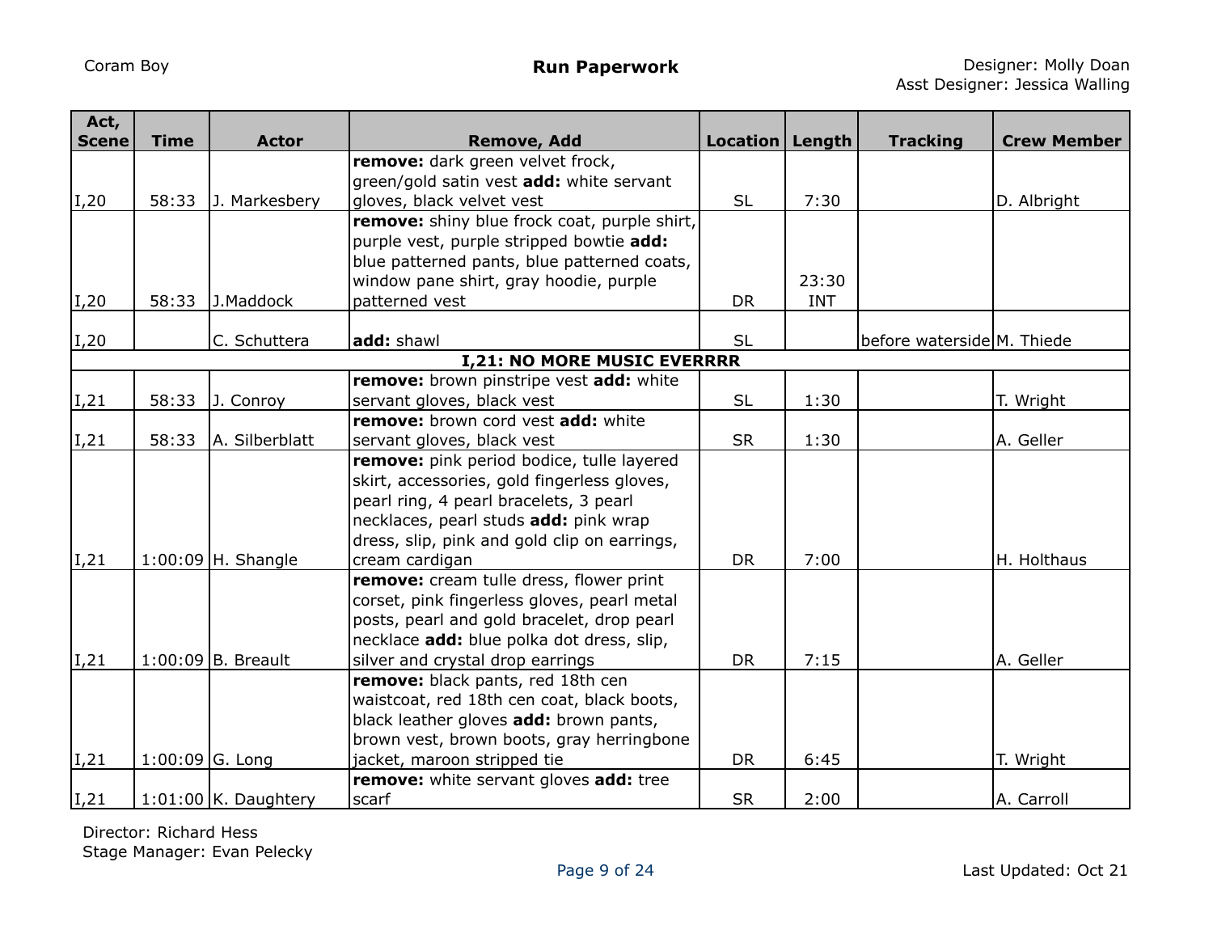Coram Boy

# Run Paperwork

Designer: Molly Doan
Asst Designer: Jessica Walling

| Act, Scene | Time | Actor | Remove, Add | Location | Length | Tracking | Crew Member |
|---|---|---|---|---|---|---|---|
| I,20 | 58:33 | J. Markesbery | **remove:** dark green velvet frock, green/gold satin vest **add:** white servant gloves, black velvet vest | SL | 7:30 | | D. Albright |
| I,20 | 58:33 | J.Maddock | **remove:** shiny blue frock coat, purple shirt, purple vest, purple stripped bowtie **add:** blue patterned pants, blue patterned coats, window pane shirt, gray hoodie, purple patterned vest | DR | 23:30 INT | | |
| I,20 | | C. Schuttera | **add:** shawl | SL | | before waterside | M. Thiede |
| | | | **I,21: NO MORE MUSIC EVERRRR** | | | | |
| I,21 | 58:33 | J. Conroy | **remove:** brown pinstripe vest **add:** white servant gloves, black vest | SL | 1:30 | | T. Wright |
| I,21 | 58:33 | A. Silberblatt | **remove:** brown cord vest **add:** white servant gloves, black vest | SR | 1:30 | | A. Geller |
| I,21 | 1:00:09 | H. Shangle | **remove:** pink period bodice, tulle layered skirt, accessories, gold fingerless gloves, pearl ring, 4 pearl bracelets, 3 pearl necklaces, pearl studs **add:** pink wrap dress, slip, pink and gold clip on earrings, cream cardigan | DR | 7:00 | | H. Holthaus |
| I,21 | 1:00:09 | B. Breault | **remove:** cream tulle dress, flower print corset, pink fingerless gloves, pearl metal posts, pearl and gold bracelet, drop pearl necklace **add:** blue polka dot dress, slip, silver and crystal drop earrings | DR | 7:15 | | A. Geller |
| I,21 | 1:00:09 | G. Long | **remove:** black pants, red 18th cen waistcoat, red 18th cen coat, black boots, black leather gloves **add:** brown pants, brown vest, brown boots, gray herringbone jacket, maroon stripped tie | DR | 6:45 | | T. Wright |
| I,21 | 1:01:00 | K. Daughtery | **remove:** white servant gloves **add:** tree scarf | SR | 2:00 | | A. Carroll |

Director: Richard Hess
Stage Manager: Evan Pelecky

Last Updated: Oct 21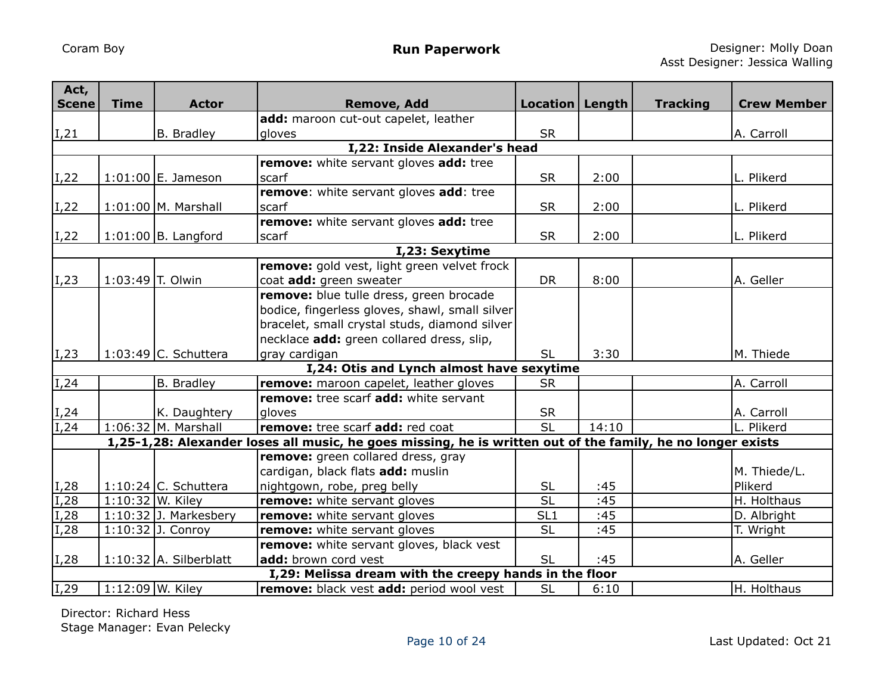Coram Boy

**Run Paperwork**

Designer: Molly Doan
Asst Designer: Jessica Walling

| Act, Scene | Time | Actor | Remove, Add | Location | Length | Tracking | Crew Member |
|---|---|---|---|---|---|---|---|
| I,21 | | B. Bradley | **add:** maroon cut-out capelet, leather gloves | SR | | | A. Carroll |
| **I,22: Inside Alexander's head** | | | | | | | |
| I,22 | 1:01:00 | E. Jameson | **remove:** white servant gloves **add:** tree scarf | SR | 2:00 | | L. Plikerd |
| I,22 | 1:01:00 | M. Marshall | **remove**: white servant gloves **add**: tree scarf | SR | 2:00 | | L. Plikerd |
| I,22 | 1:01:00 | B. Langford | **remove:** white servant gloves **add:** tree scarf | SR | 2:00 | | L. Plikerd |
| **I,23: Sexytime** | | | | | | | |
| I,23 | 1:03:49 | T. Olwin | **remove:** gold vest, light green velvet frock coat **add:** green sweater | DR | 8:00 | | A. Geller |
| I,23 | 1:03:49 | C. Schuttera | **remove:** blue tulle dress, green brocade bodice, fingerless gloves, shawl, small silver bracelet, small crystal studs, diamond silver necklace **add:** green collared dress, slip, gray cardigan | SL | 3:30 | | M. Thiede |
| **I,24: Otis and Lynch almost have sexytime** | | | | | | | |
| I,24 | | B. Bradley | **remove:** maroon capelet, leather gloves | SR | | | A. Carroll |
| I,24 | | K. Daughtery | **remove:** tree scarf **add:** white servant gloves | SR | | | A. Carroll |
| I,24 | 1:06:32 | M. Marshall | **remove:** tree scarf **add:** red coat | SL | 14:10 | | L. Plikerd |
| **1,25-1,28: Alexander loses all music, he goes missing, he is written out of the family, he no longer exists** | | | | | | | |
| I,28 | 1:10:24 | C. Schuttera | **remove:** green collared dress, gray cardigan, black flats **add:** muslin nightgown, robe, preg belly | SL | :45 | | M. Thiede/L. Plikerd |
| I,28 | 1:10:32 | W. Kiley | **remove:** white servant gloves | SL | :45 | | H. Holthaus |
| I,28 | 1:10:32 | J. Markesbery | **remove:** white servant gloves | SL1 | :45 | | D. Albright |
| I,28 | 1:10:32 | J. Conroy | **remove:** white servant gloves | SL | :45 | | T. Wright |
| I,28 | 1:10:32 | A. Silberblatt | **remove:** white servant gloves, black vest **add:** brown cord vest | SL | :45 | | A. Geller |
| **I,29: Melissa dream with the creepy hands in the floor** | | | | | | | |
| I,29 | 1:12:09 | W. Kiley | **remove:** black vest **add:** period wool vest | SL | 6:10 | | H. Holthaus |

Director: Richard Hess
Stage Manager: Evan Pelecky

Last Updated: Oct 21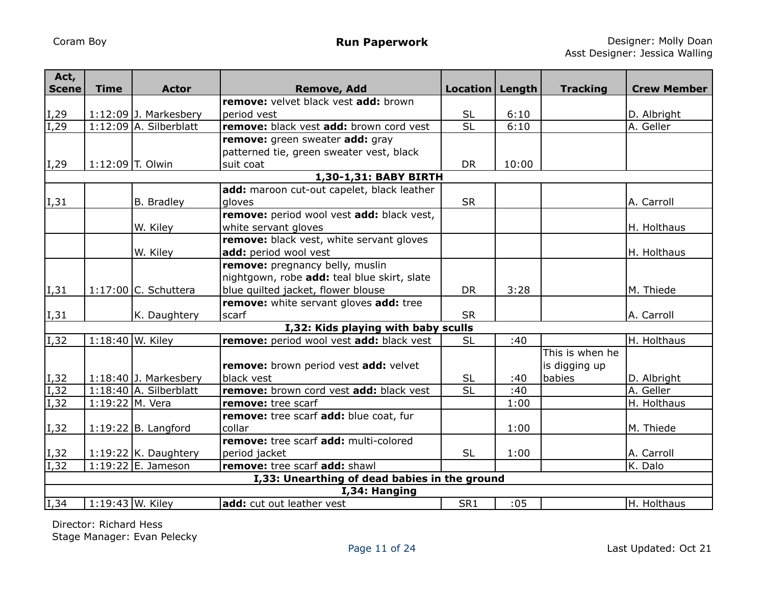| Act, Scene | Time | Actor | Remove, Add | Location | Length | Tracking | Crew Member |
|---|---|---|---|---|---|---|---|
| I,29 | 1:12:09 | J. Markesbery | **remove:** velvet black vest **add:** brown period vest | SL | 6:10 | | D. Albright |
| I,29 | 1:12:09 | A. Silberblatt | **remove:** black vest **add:** brown cord vest | SL | 6:10 | | A. Geller |
| I,29 | 1:12:09 | T. Olwin | **remove:** green sweater **add:** gray patterned tie, green sweater vest, black suit coat | DR | 10:00 | | |
| | | | **1,30-1,31: BABY BIRTH** | | | | |
| I,31 | | B. Bradley | **add:** maroon cut-out capelet, black leather gloves | SR | | | A. Carroll |
| | | W. Kiley | **remove:** period wool vest **add:** black vest, white servant gloves | | | | H. Holthaus |
| | | W. Kiley | **remove:** black vest, white servant gloves **add:** period wool vest | | | | H. Holthaus |
| I,31 | 1:17:00 | C. Schuttera | **remove:** pregnancy belly, muslin nightgown, robe **add:** teal blue skirt, slate blue quilted jacket, flower blouse | DR | 3:28 | | M. Thiede |
| I,31 | | K. Daughtery | **remove:** white servant gloves **add:** tree scarf | SR | | | A. Carroll |
| | | | **I,32: Kids playing with baby sculls** | | | | |
| I,32 | 1:18:40 | W. Kiley | **remove:** period wool vest **add:** black vest | SL | :40 | | H. Holthaus |
| I,32 | 1:18:40 | J. Markesbery | **remove:** brown period vest **add:** velvet black vest | SL | :40 | This is when he is digging up babies | D. Albright |
| I,32 | 1:18:40 | A. Silberblatt | **remove:** brown cord vest **add:** black vest | SL | :40 | | A. Geller |
| I,32 | 1:19:22 | M. Vera | **remove:** tree scarf | | 1:00 | | H. Holthaus |
| I,32 | 1:19:22 | B. Langford | **remove:** tree scarf **add:** blue coat, fur collar | | 1:00 | | M. Thiede |
| I,32 | 1:19:22 | K. Daughtery | **remove:** tree scarf **add:** multi-colored period jacket | SL | 1:00 | | A. Carroll |
| I,32 | 1:19:22 | E. Jameson | **remove:** tree scarf **add:** shawl | | | | K. Dalo |
| | | | **I,33: Unearthing of dead babies in the ground** | | | | |
| | | | **I,34: Hanging** | | | | |
| I,34 | 1:19:43 | W. Kiley | **add:** cut out leather vest | SR1 | :05 | | H. Holthaus |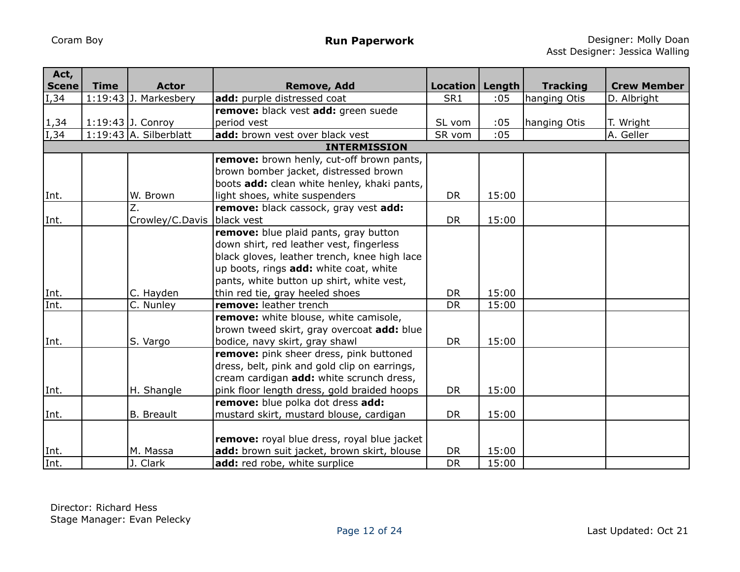| Act, Scene | Time | Actor | Remove, Add | Location | Length | Tracking | Crew Member |
|---|---|---|---|---|---|---|---|
| I,34 | 1:19:43 | J. Markesbery | **add:** purple distressed coat | SR1 | :05 | hanging Otis | D. Albright |
| 1,34 | 1:19:43 | J. Conroy | **remove:** black vest **add:** green suede period vest | SL vom | :05 | hanging Otis | T. Wright |
| I,34 | 1:19:43 | A. Silberblatt | **add:** brown vest over black vest | SR vom | :05 | | A. Geller |
| | | | **INTERMISSION** | | | | |
| Int. | | W. Brown | **remove:** brown henly, cut-off brown pants, brown bomber jacket, distressed brown boots **add:** clean white henley, khaki pants, light shoes, white suspenders | DR | 15:00 | | |
| Int. | | Z. Crowley/C.Davis | **remove:** black cassock, gray vest **add:** black vest | DR | 15:00 | | |
| Int. | | C. Hayden | **remove:** blue plaid pants, gray button down shirt, red leather vest, fingerless black gloves, leather trench, knee high lace up boots, rings **add:** white coat, white pants, white button up shirt, white vest, thin red tie, gray heeled shoes | DR | 15:00 | | |
| Int. | | C. Nunley | **remove:** leather trench | DR | 15:00 | | |
| Int. | | S. Vargo | **remove:** white blouse, white camisole, brown tweed skirt, gray overcoat **add:** blue bodice, navy skirt, gray shawl | DR | 15:00 | | |
| Int. | | H. Shangle | **remove:** pink sheer dress, pink buttoned dress, belt, pink and gold clip on earrings, cream cardigan **add:** white scrunch dress, pink floor length dress, gold braided hoops | DR | 15:00 | | |
| Int. | | B. Breault | **remove:** blue polka dot dress **add:** mustard skirt, mustard blouse, cardigan | DR | 15:00 | | |
| Int. | | M. Massa | **remove:** royal blue dress, royal blue jacket **add:** brown suit jacket, brown skirt, blouse | DR | 15:00 | | |
| Int. | | J. Clark | **add:** red robe, white surplice | DR | 15:00 | | |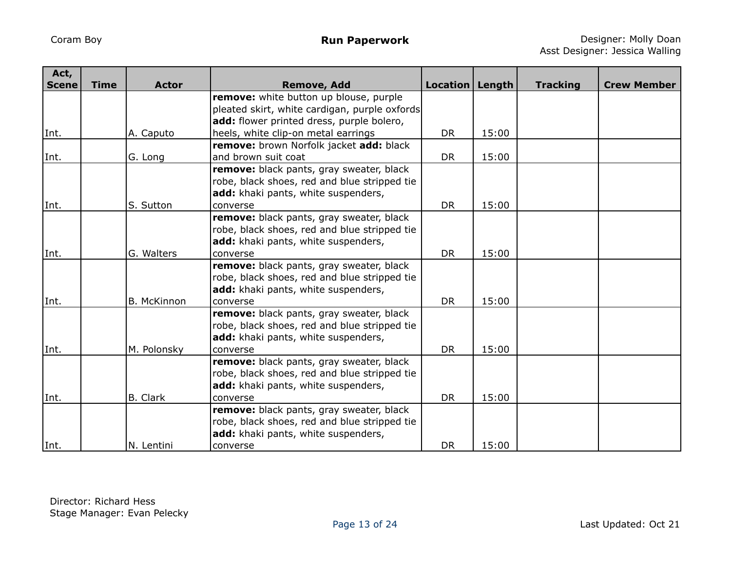| Act, Scene | Time | Actor | Remove, Add | Location | Length | Tracking | Crew Member |
|---|---|---|---|---|---|---|---|
| Int. | | A. Caputo | **remove:** white button up blouse, purple pleated skirt, white cardigan, purple oxfords **add:** flower printed dress, purple bolero, heels, white clip-on metal earrings | DR | 15:00 | | |
| Int. | | G. Long | **remove:** brown Norfolk jacket **add:** black and brown suit coat | DR | 15:00 | | |
| Int. | | S. Sutton | **remove:** black pants, gray sweater, black robe, black shoes, red and blue stripped tie **add:** khaki pants, white suspenders, converse | DR | 15:00 | | |
| Int. | | G. Walters | **remove:** black pants, gray sweater, black robe, black shoes, red and blue stripped tie **add:** khaki pants, white suspenders, converse | DR | 15:00 | | |
| Int. | | B. McKinnon | **remove:** black pants, gray sweater, black robe, black shoes, red and blue stripped tie **add:** khaki pants, white suspenders, converse | DR | 15:00 | | |
| Int. | | M. Polonsky | **remove:** black pants, gray sweater, black robe, black shoes, red and blue stripped tie **add:** khaki pants, white suspenders, converse | DR | 15:00 | | |
| Int. | | B. Clark | **remove:** black pants, gray sweater, black robe, black shoes, red and blue stripped tie **add:** khaki pants, white suspenders, converse | DR | 15:00 | | |
| Int. | | N. Lentini | **remove:** black pants, gray sweater, black robe, black shoes, red and blue stripped tie **add:** khaki pants, white suspenders, converse | DR | 15:00 | | |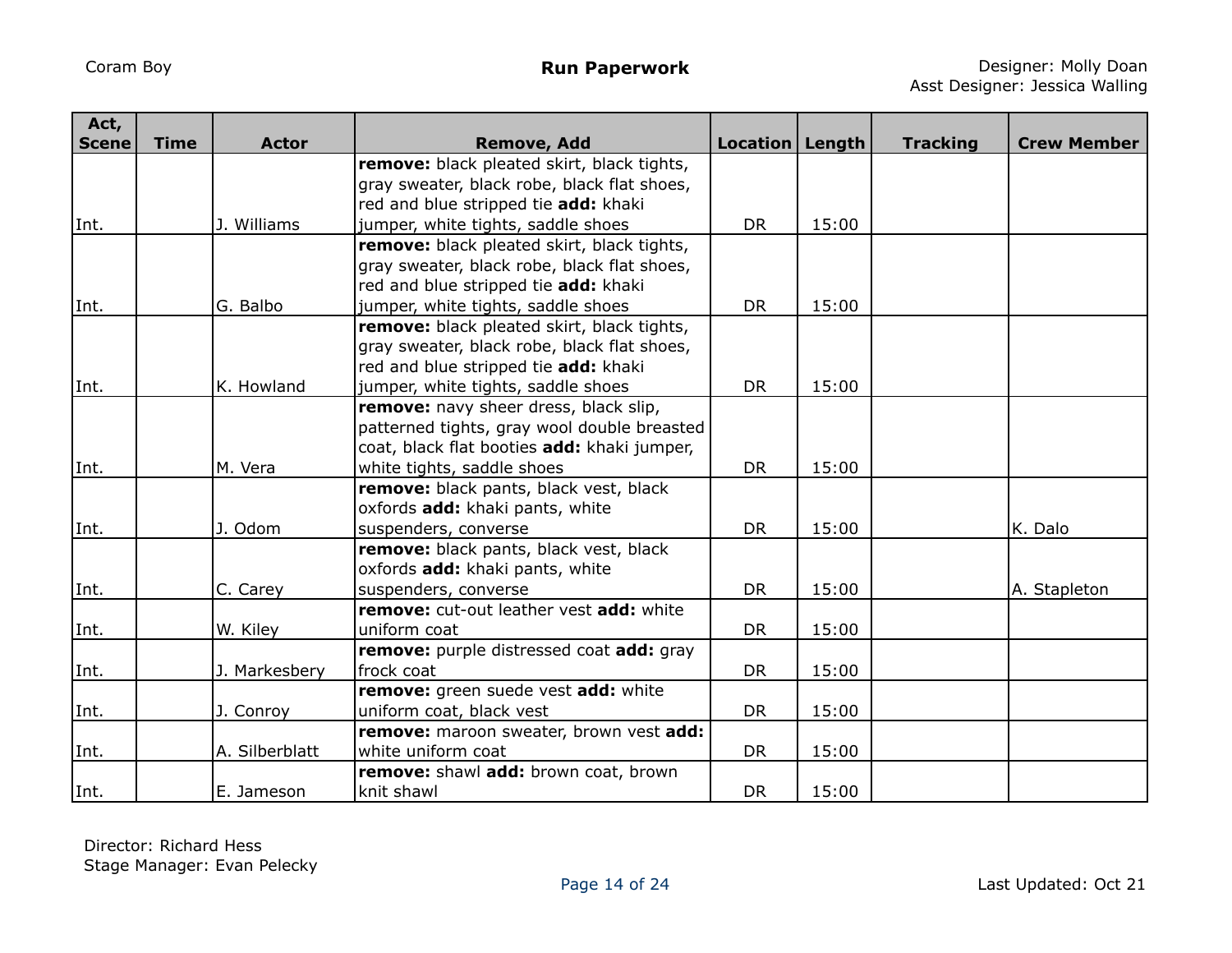Coram Boy

**Run Paperwork**

Designer: Molly Doan
Asst Designer: Jessica Walling

| Act, Scene | Time | Actor | Remove, Add | Location | Length | Tracking | Crew Member |
|---|---|---|---|---|---|---|---|
| Int. | | J. Williams | **remove:** black pleated skirt, black tights, gray sweater, black robe, black flat shoes, red and blue stripped tie **add:** khaki jumper, white tights, saddle shoes | DR | 15:00 | | |
| Int. | | G. Balbo | **remove:** black pleated skirt, black tights, gray sweater, black robe, black flat shoes, red and blue stripped tie **add:** khaki jumper, white tights, saddle shoes | DR | 15:00 | | |
| Int. | | K. Howland | **remove:** black pleated skirt, black tights, gray sweater, black robe, black flat shoes, red and blue stripped tie **add:** khaki jumper, white tights, saddle shoes | DR | 15:00 | | |
| Int. | | M. Vera | **remove:** navy sheer dress, black slip, patterned tights, gray wool double breasted coat, black flat booties **add:** khaki jumper, white tights, saddle shoes | DR | 15:00 | | |
| Int. | | J. Odom | **remove:** black pants, black vest, black oxfords **add:** khaki pants, white suspenders, converse | DR | 15:00 | | K. Dalo |
| Int. | | C. Carey | **remove:** black pants, black vest, black oxfords **add:** khaki pants, white suspenders, converse | DR | 15:00 | | A. Stapleton |
| Int. | | W. Kiley | **remove:** cut-out leather vest **add:** white uniform coat | DR | 15:00 | | |
| Int. | | J. Markesbery | **remove:** purple distressed coat **add:** gray frock coat | DR | 15:00 | | |
| Int. | | J. Conroy | **remove:** green suede vest **add:** white uniform coat, black vest | DR | 15:00 | | |
| Int. | | A. Silberblatt | **remove:** maroon sweater, brown vest **add:** white uniform coat | DR | 15:00 | | |
| Int. | | E. Jameson | **remove:** shawl **add:** brown coat, brown knit shawl | DR | 15:00 | | |

Director: Richard Hess
Stage Manager: Evan Pelecky

Last Updated: Oct 21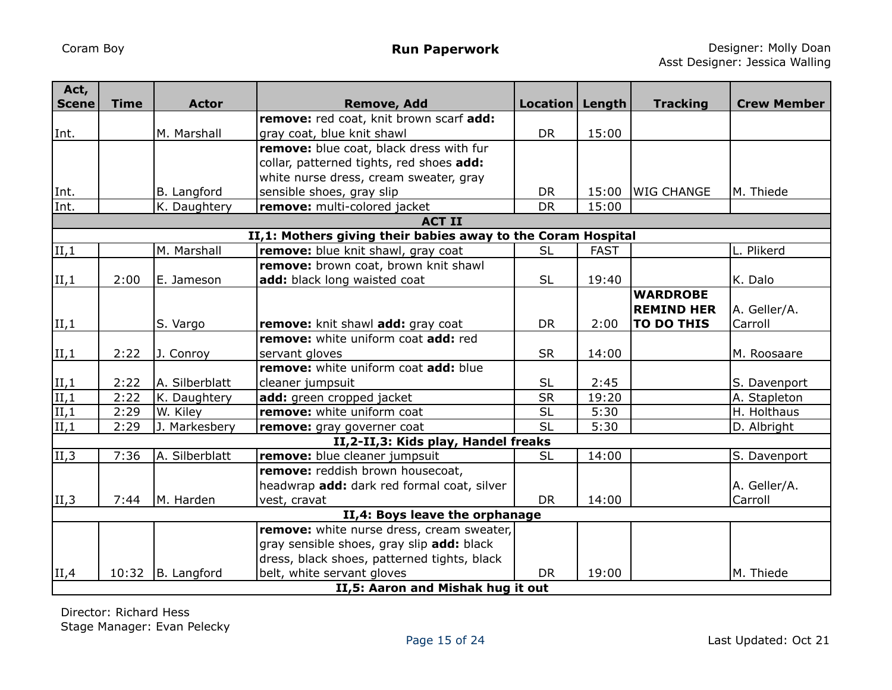Coram Boy

**Run Paperwork**

Designer: Molly Doan
Asst Designer: Jessica Walling

| Act, Scene | Time | Actor | Remove, Add | Location | Length | Tracking | Crew Member |
|---|---|---|---|---|---|---|---|
| Int. | | M. Marshall | **remove:** red coat, knit brown scarf **add:** gray coat, blue knit shawl | DR | 15:00 | | |
| Int. | | B. Langford | **remove:** blue coat, black dress with fur collar, patterned tights, red shoes **add:** white nurse dress, cream sweater, gray sensible shoes, gray slip | DR | 15:00 | WIG CHANGE | M. Thiede |
| Int. | | K. Daughtery | **remove:** multi-colored jacket | DR | 15:00 | | |
| | | | **ACT II** | | | | |
| | | | **II,1: Mothers giving their babies away to the Coram Hospital** | | | | |
| II,1 | | M. Marshall | **remove:** blue knit shawl, gray coat | SL | FAST | | L. Plikerd |
| II,1 | 2:00 | E. Jameson | **remove:** brown coat, brown knit shawl **add:** black long waisted coat | SL | 19:40 | | K. Dalo |
| II,1 | | S. Vargo | **remove:** knit shawl **add:** gray coat | DR | 2:00 | **WARDROBE REMIND HER TO DO THIS** | A. Geller/A. Carroll |
| II,1 | 2:22 | J. Conroy | **remove:** white uniform coat **add:** red servant gloves | SR | 14:00 | | M. Roosaare |
| II,1 | 2:22 | A. Silberblatt | **remove:** white uniform coat **add:** blue cleaner jumpsuit | SL | 2:45 | | S. Davenport |
| II,1 | 2:22 | K. Daughtery | **add:** green cropped jacket | SR | 19:20 | | A. Stapleton |
| II,1 | 2:29 | W. Kiley | **remove:** white uniform coat | SL | 5:30 | | H. Holthaus |
| II,1 | 2:29 | J. Markesbery | **remove:** gray governer coat | SL | 5:30 | | D. Albright |
| | | | **II,2-II,3: Kids play, Handel freaks** | | | | |
| II,3 | 7:36 | A. Silberblatt | **remove:** blue cleaner jumpsuit | SL | 14:00 | | S. Davenport |
| II,3 | 7:44 | M. Harden | **remove:** reddish brown housecoat, headwrap **add:** dark red formal coat, silver vest, cravat | DR | 14:00 | | A. Geller/A. Carroll |
| | | | **II,4: Boys leave the orphanage** | | | | |
| II,4 | 10:32 | B. Langford | **remove:** white nurse dress, cream sweater, gray sensible shoes, gray slip **add:** black dress, black shoes, patterned tights, black belt, white servant gloves | DR | 19:00 | | M. Thiede |
| | | | **II,5: Aaron and Mishak hug it out** | | | | |

Director: Richard Hess
Stage Manager: Evan Pelecky

Last Updated: Oct 21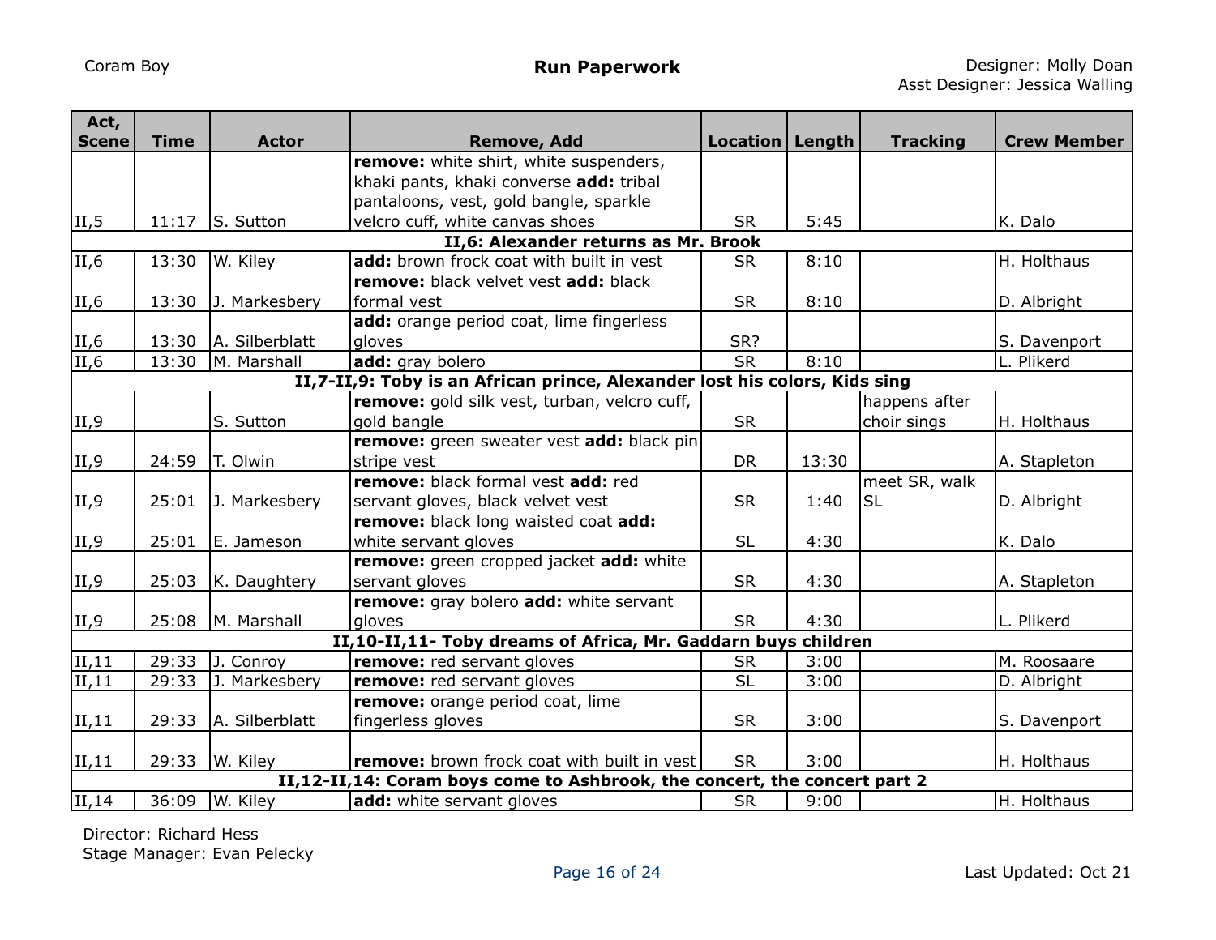Coram Boy

**Run Paperwork**

Designer: Molly Doan
Asst Designer: Jessica Walling

| Act, Scene | Time | Actor | Remove, Add | Location | Length | Tracking | Crew Member |
|---|---|---|---|---|---|---|---|
| II,5 | 11:17 | S. Sutton | **remove:** white shirt, white suspenders, khaki pants, khaki converse **add:** tribal pantaloons, vest, gold bangle, sparkle velcro cuff, white canvas shoes | SR | 5:45 | | K. Dalo |
| **II,6: Alexander returns as Mr. Brook** | | | | | | | |
| II,6 | 13:30 | W. Kiley | **add:** brown frock coat with built in vest | SR | 8:10 | | H. Holthaus |
| II,6 | 13:30 | J. Markesbery | **remove:** black velvet vest **add:** black formal vest | SR | 8:10 | | D. Albright |
| II,6 | 13:30 | A. Silberblatt | **add:** orange period coat, lime fingerless gloves | SR? | | | S. Davenport |
| II,6 | 13:30 | M. Marshall | **add:** gray bolero | SR | 8:10 | | L. Plikerd |
| **II,7-II,9: Toby is an African prince, Alexander lost his colors, Kids sing** | | | | | | | |
| II,9 | | S. Sutton | **remove:** gold silk vest, turban, velcro cuff, gold bangle | SR | | happens after choir sings | H. Holthaus |
| II,9 | 24:59 | T. Olwin | **remove:** green sweater vest **add:** black pin stripe vest | DR | 13:30 | | A. Stapleton |
| II,9 | 25:01 | J. Markesbery | **remove:** black formal vest **add:** red servant gloves, black velvet vest | SR | 1:40 | meet SR, walk SL | D. Albright |
| II,9 | 25:01 | E. Jameson | **remove:** black long waisted coat **add:** white servant gloves | SL | 4:30 | | K. Dalo |
| II,9 | 25:03 | K. Daughtery | **remove:** green cropped jacket **add:** white servant gloves | SR | 4:30 | | A. Stapleton |
| II,9 | 25:08 | M. Marshall | **remove:** gray bolero **add:** white servant gloves | SR | 4:30 | | L. Plikerd |
| **II,10-II,11- Toby dreams of Africa, Mr. Gaddarn buys children** | | | | | | | |
| II,11 | 29:33 | J. Conroy | **remove:** red servant gloves | SR | 3:00 | | M. Roosaare |
| II,11 | 29:33 | J. Markesbery | **remove:** red servant gloves | SL | 3:00 | | D. Albright |
| II,11 | 29:33 | A. Silberblatt | **remove:** orange period coat, lime fingerless gloves | SR | 3:00 | | S. Davenport |
| II,11 | 29:33 | W. Kiley | **remove:** brown frock coat with built in vest | SR | 3:00 | | H. Holthaus |
| **II,12-II,14: Coram boys come to Ashbrook, the concert, the concert part 2** | | | | | | | |
| II,14 | 36:09 | W. Kiley | **add:** white servant gloves | SR | 9:00 | | H. Holthaus |

Director: Richard Hess
Stage Manager: Evan Pelecky

Last Updated: Oct 21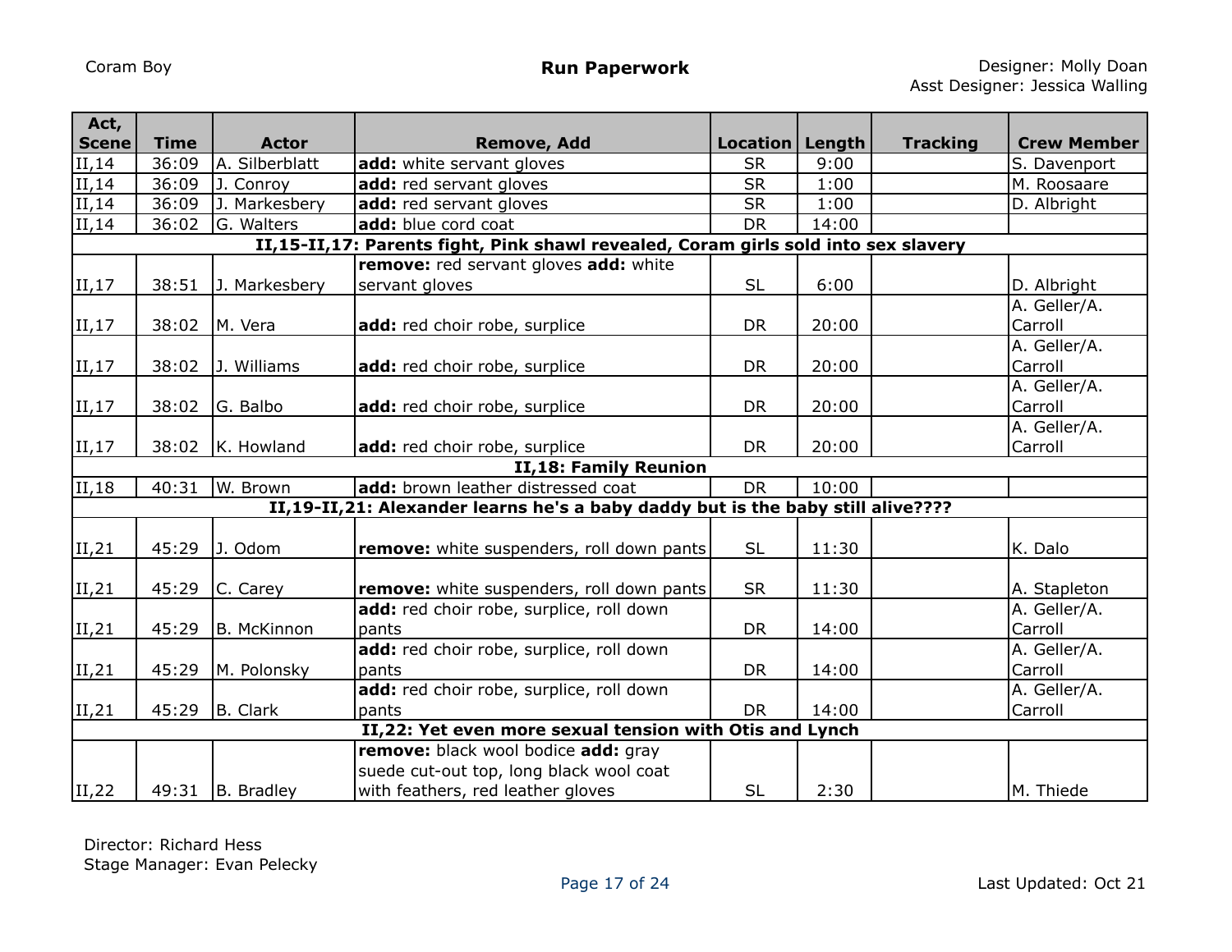Coram Boy

**Run Paperwork**

Designer: Molly Doan
Asst Designer: Jessica Walling

| Act, Scene | Time | Actor | Remove, Add | Location | Length | Tracking | Crew Member |
|---|---|---|---|---|---|---|---|
| II,14 | 36:09 | A. Silberblatt | **add:** white servant gloves | SR | 9:00 | | S. Davenport |
| II,14 | 36:09 | J. Conroy | **add:** red servant gloves | SR | 1:00 | | M. Roosaare |
| II,14 | 36:09 | J. Markesbery | **add:** red servant gloves | SR | 1:00 | | D. Albright |
| II,14 | 36:02 | G. Walters | **add:** blue cord coat | DR | 14:00 | | |
| **II,15-II,17: Parents fight, Pink shawl revealed, Coram girls sold into sex slavery** | | | | | | | |
| II,17 | 38:51 | J. Markesbery | **remove:** red servant gloves **add:** white servant gloves | SL | 6:00 | | D. Albright |
| II,17 | 38:02 | M. Vera | **add:** red choir robe, surplice | DR | 20:00 | | A. Geller/A. Carroll |
| II,17 | 38:02 | J. Williams | **add:** red choir robe, surplice | DR | 20:00 | | A. Geller/A. Carroll |
| II,17 | 38:02 | G. Balbo | **add:** red choir robe, surplice | DR | 20:00 | | A. Geller/A. Carroll |
| II,17 | 38:02 | K. Howland | **add:** red choir robe, surplice | DR | 20:00 | | A. Geller/A. Carroll |
| **II,18: Family Reunion** | | | | | | | |
| II,18 | 40:31 | W. Brown | **add:** brown leather distressed coat | DR | 10:00 | | |
| **II,19-II,21: Alexander learns he's a baby daddy but is the baby still alive????** | | | | | | | |
| II,21 | 45:29 | J. Odom | **remove:** white suspenders, roll down pants | SL | 11:30 | | K. Dalo |
| II,21 | 45:29 | C. Carey | **remove:** white suspenders, roll down pants | SR | 11:30 | | A. Stapleton |
| II,21 | 45:29 | B. McKinnon | **add:** red choir robe, surplice, roll down pants | DR | 14:00 | | A. Geller/A. Carroll |
| II,21 | 45:29 | M. Polonsky | **add:** red choir robe, surplice, roll down pants | DR | 14:00 | | A. Geller/A. Carroll |
| II,21 | 45:29 | B. Clark | **add:** red choir robe, surplice, roll down pants | DR | 14:00 | | A. Geller/A. Carroll |
| **II,22: Yet even more sexual tension with Otis and Lynch** | | | | | | | |
| II,22 | 49:31 | B. Bradley | **remove:** black wool bodice **add:** gray suede cut-out top, long black wool coat with feathers, red leather gloves | SL | 2:30 | | M. Thiede |

Director: Richard Hess
Stage Manager: Evan Pelecky

Last Updated: Oct 21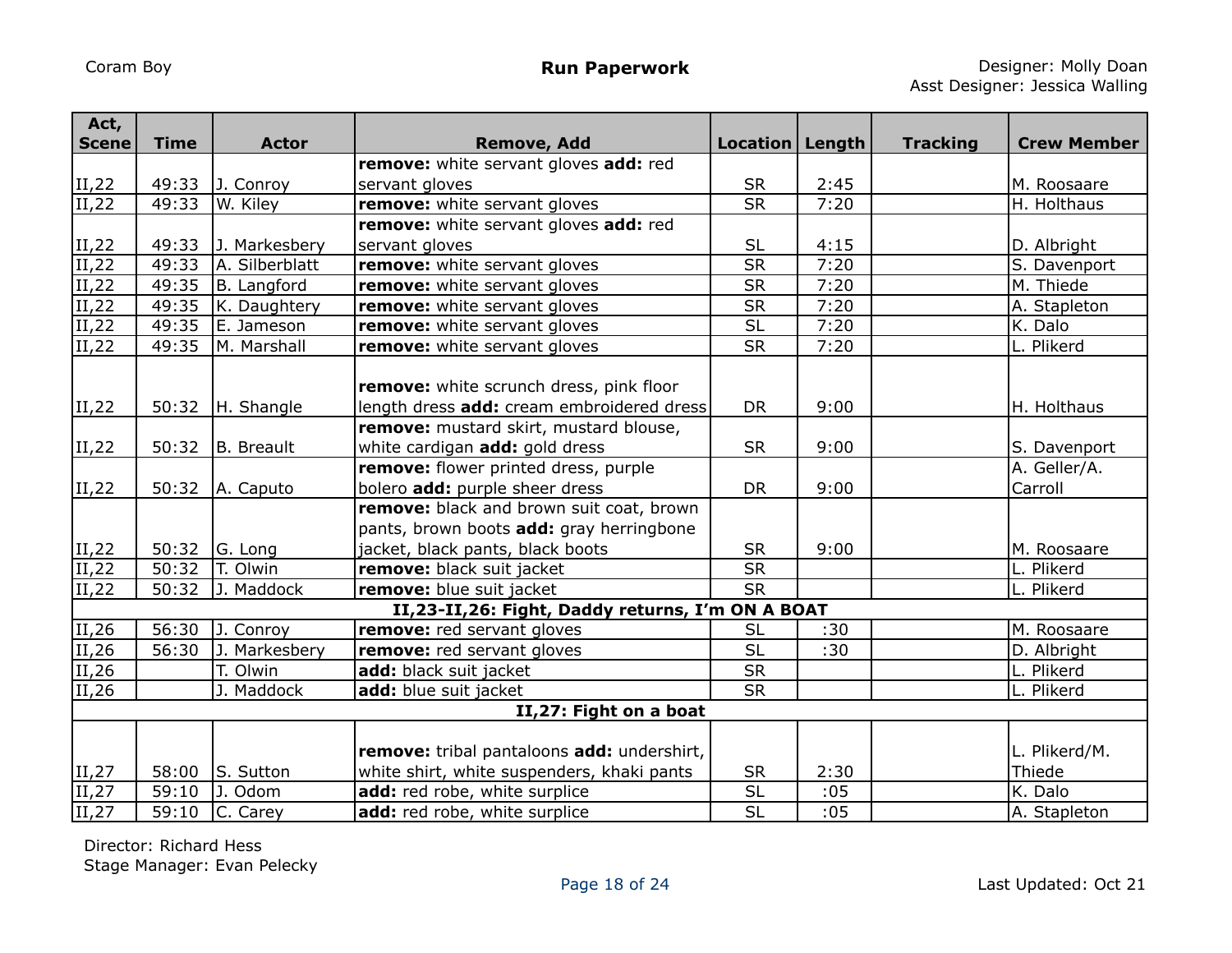Coram Boy

**Run Paperwork**

Designer: Molly Doan
Asst Designer: Jessica Walling

| Act, Scene | Time | Actor | Remove, Add | Location | Length | Tracking | Crew Member |
|---|---|---|---|---|---|---|---|
| II,22 | 49:33 | J. Conroy | **remove:** white servant gloves **add:** red servant gloves | SR | 2:45 | | M. Roosaare |
| II,22 | 49:33 | W. Kiley | **remove:** white servant gloves | SR | 7:20 | | H. Holthaus |
| II,22 | 49:33 | J. Markesbery | **remove:** white servant gloves **add:** red servant gloves | SL | 4:15 | | D. Albright |
| II,22 | 49:33 | A. Silberblatt | **remove:** white servant gloves | SR | 7:20 | | S. Davenport |
| II,22 | 49:35 | B. Langford | **remove:** white servant gloves | SR | 7:20 | | M. Thiede |
| II,22 | 49:35 | K. Daughtery | **remove:** white servant gloves | SR | 7:20 | | A. Stapleton |
| II,22 | 49:35 | E. Jameson | **remove:** white servant gloves | SL | 7:20 | | K. Dalo |
| II,22 | 49:35 | M. Marshall | **remove:** white servant gloves | SR | 7:20 | | L. Plikerd |
| II,22 | 50:32 | H. Shangle | **remove:** white scrunch dress, pink floor length dress **add:** cream embroidered dress | DR | 9:00 | | H. Holthaus |
| II,22 | 50:32 | B. Breault | **remove:** mustard skirt, mustard blouse, white cardigan **add:** gold dress | SR | 9:00 | | S. Davenport |
| II,22 | 50:32 | A. Caputo | **remove:** flower printed dress, purple bolero **add:** purple sheer dress | DR | 9:00 | | A. Geller/A. Carroll |
| II,22 | 50:32 | G. Long | **remove:** black and brown suit coat, brown pants, brown boots **add:** gray herringbone jacket, black pants, black boots | SR | 9:00 | | M. Roosaare |
| II,22 | 50:32 | T. Olwin | **remove:** black suit jacket | SR | | | L. Plikerd |
| II,22 | 50:32 | J. Maddock | **remove:** blue suit jacket | SR | | | L. Plikerd |
| | | | **II,23-II,26: Fight, Daddy returns, I'm ON A BOAT** | | | | |
| II,26 | 56:30 | J. Conroy | **remove:** red servant gloves | SL | :30 | | M. Roosaare |
| II,26 | 56:30 | J. Markesbery | **remove:** red servant gloves | SL | :30 | | D. Albright |
| II,26 | | T. Olwin | **add:** black suit jacket | SR | | | L. Plikerd |
| II,26 | | J. Maddock | **add:** blue suit jacket | SR | | | L. Plikerd |
| | | | **II,27: Fight on a boat** | | | | |
| II,27 | 58:00 | S. Sutton | **remove:** tribal pantaloons **add:** undershirt, white shirt, white suspenders, khaki pants | SR | 2:30 | | L. Plikerd/M. Thiede |
| II,27 | 59:10 | J. Odom | **add:** red robe, white surplice | SL | :05 | | K. Dalo |
| II,27 | 59:10 | C. Carey | **add:** red robe, white surplice | SL | :05 | | A. Stapleton |

Director: Richard Hess
Stage Manager: Evan Pelecky

Last Updated: Oct 21